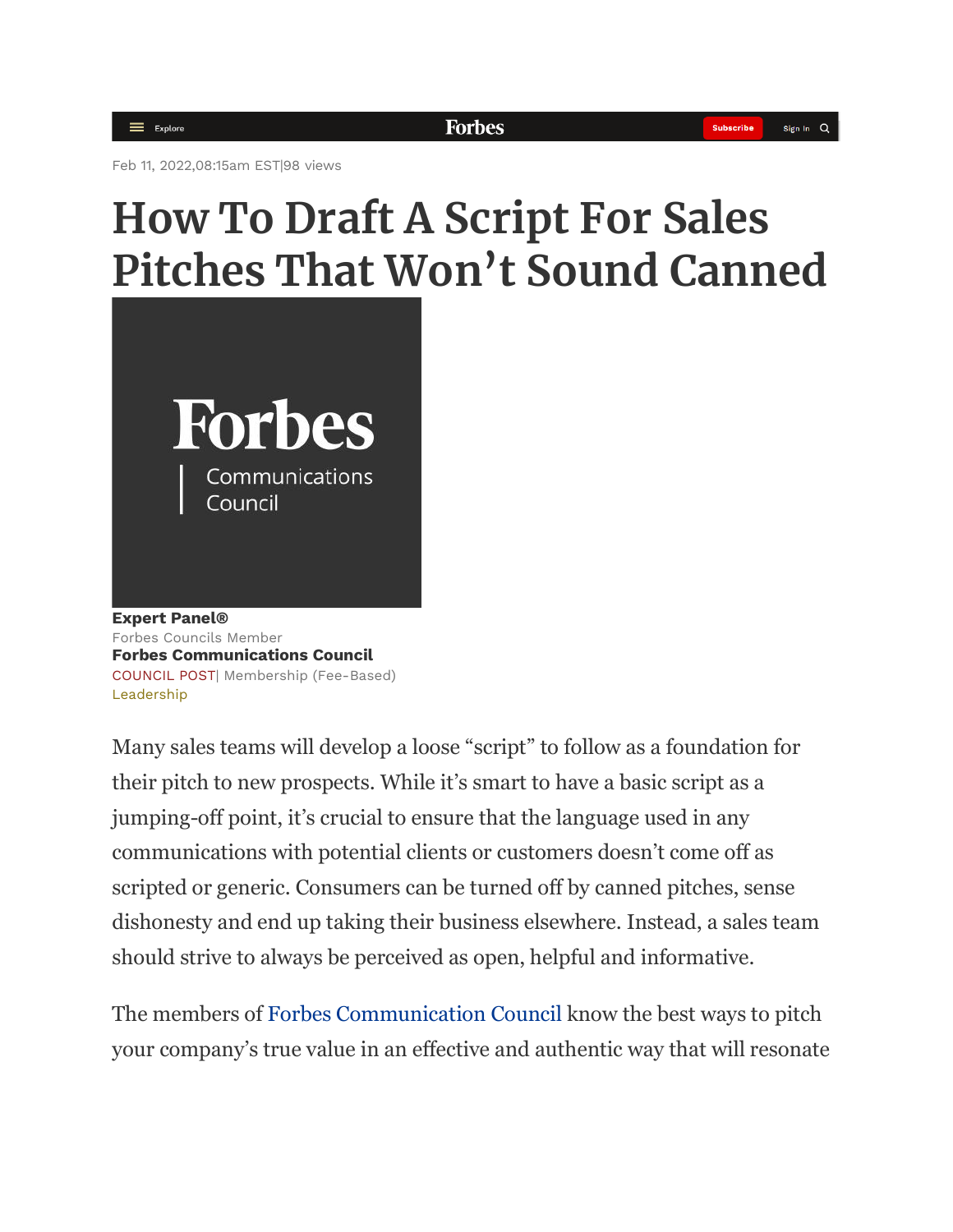Feb 11, 2022,08:15am EST|98 views

# How To Draft A Script For Sales Pitches That Won't Sound Canned

**Expert Panel®**
Forbes Councils Member
**Forbes Communications Council**
COUNCIL POST| Membership (Fee-Based)
Leadership

Many sales teams will develop a loose "script" to follow as a foundation for their pitch to new prospects. While it's smart to have a basic script as a jumping-off point, it's crucial to ensure that the language used in any communications with potential clients or customers doesn't come off as scripted or generic. Consumers can be turned off by canned pitches, sense dishonesty and end up taking their business elsewhere. Instead, a sales team should strive to always be perceived as open, helpful and informative.

The members of Forbes Communication Council know the best ways to pitch your company's true value in an effective and authentic way that will resonate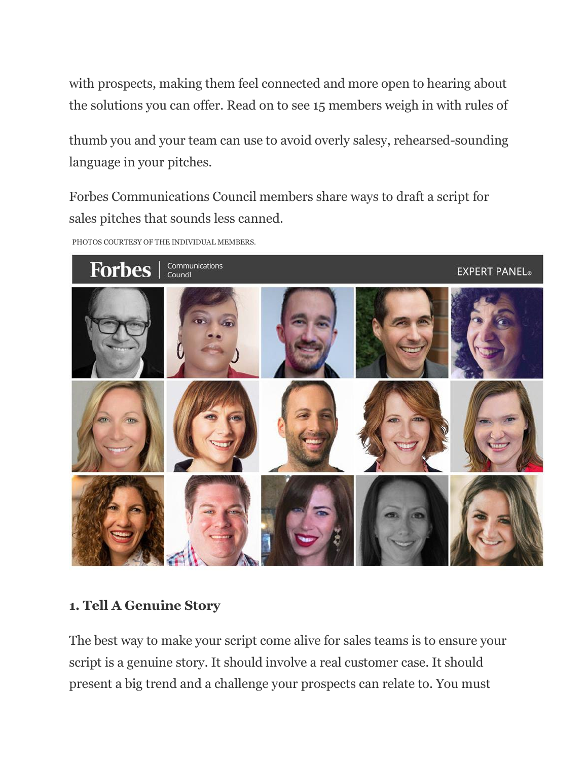with prospects, making them feel connected and more open to hearing about the solutions you can offer. Read on to see 15 members weigh in with rules of thumb you and your team can use to avoid overly salesy, rehearsed-sounding language in your pitches.

Forbes Communications Council members share ways to draft a script for sales pitches that sounds less canned.

PHOTOS COURTESY OF THE INDIVIDUAL MEMBERS.

### 1. Tell A Genuine Story

The best way to make your script come alive for sales teams is to ensure your script is a genuine story. It should involve a real customer case. It should present a big trend and a challenge your prospects can relate to. You must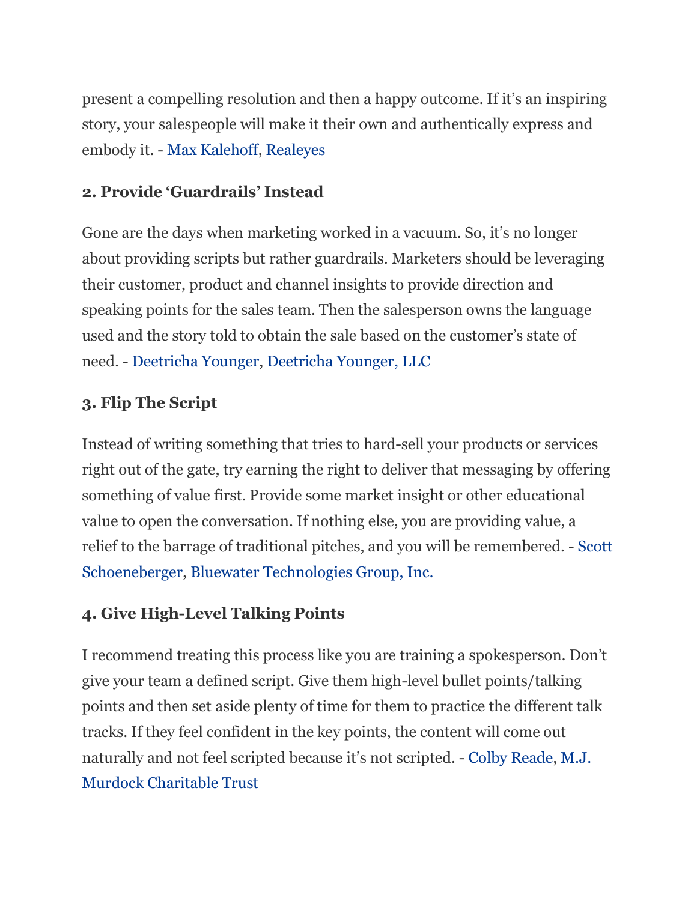present a compelling resolution and then a happy outcome. If it's an inspiring story, your salespeople will make it their own and authentically express and embody it. - Max Kalehoff, Realeyes

### 2. Provide 'Guardrails' Instead

Gone are the days when marketing worked in a vacuum. So, it's no longer about providing scripts but rather guardrails. Marketers should be leveraging their customer, product and channel insights to provide direction and speaking points for the sales team. Then the salesperson owns the language used and the story told to obtain the sale based on the customer's state of need. - Deetricha Younger, Deetricha Younger, LLC

### 3. Flip The Script

Instead of writing something that tries to hard-sell your products or services right out of the gate, try earning the right to deliver that messaging by offering something of value first. Provide some market insight or other educational value to open the conversation. If nothing else, you are providing value, a relief to the barrage of traditional pitches, and you will be remembered. - Scott Schoeneberger, Bluewater Technologies Group, Inc.

### 4. Give High-Level Talking Points

I recommend treating this process like you are training a spokesperson. Don't give your team a defined script. Give them high-level bullet points/talking points and then set aside plenty of time for them to practice the different talk tracks. If they feel confident in the key points, the content will come out naturally and not feel scripted because it's not scripted. - Colby Reade, M.J. Murdock Charitable Trust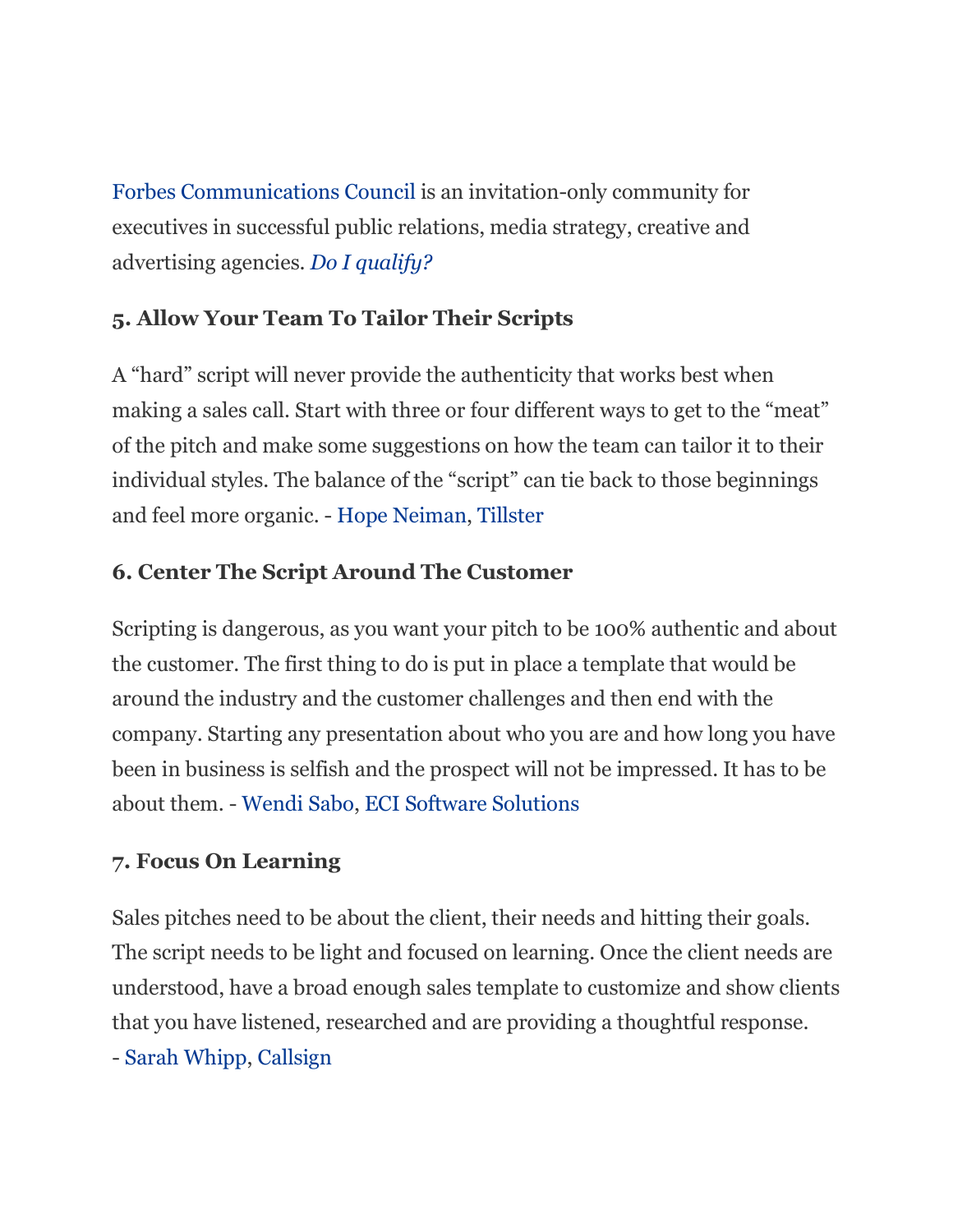Forbes Communications Council is an invitation-only community for executives in successful public relations, media strategy, creative and advertising agencies. *Do I qualify?*

### 5. Allow Your Team To Tailor Their Scripts

A "hard" script will never provide the authenticity that works best when making a sales call. Start with three or four different ways to get to the "meat" of the pitch and make some suggestions on how the team can tailor it to their individual styles. The balance of the "script" can tie back to those beginnings and feel more organic. - Hope Neiman, Tillster

### 6. Center The Script Around The Customer

Scripting is dangerous, as you want your pitch to be 100% authentic and about the customer. The first thing to do is put in place a template that would be around the industry and the customer challenges and then end with the company. Starting any presentation about who you are and how long you have been in business is selfish and the prospect will not be impressed. It has to be about them. - Wendi Sabo, ECI Software Solutions

### 7. Focus On Learning

Sales pitches need to be about the client, their needs and hitting their goals. The script needs to be light and focused on learning. Once the client needs are understood, have a broad enough sales template to customize and show clients that you have listened, researched and are providing a thoughtful response. - Sarah Whipp, Callsign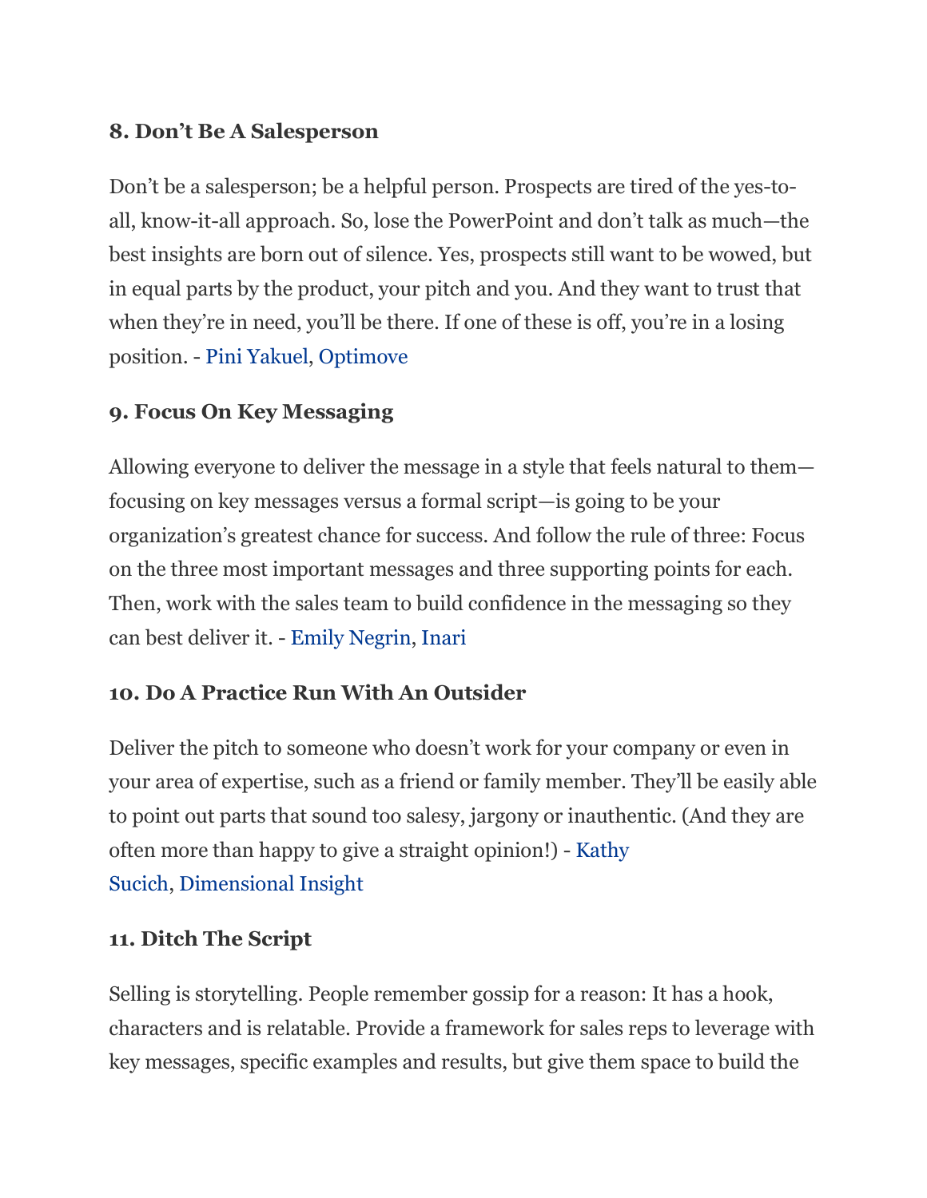### 8. Don't Be A Salesperson

Don't be a salesperson; be a helpful person. Prospects are tired of the yes-to-all, know-it-all approach. So, lose the PowerPoint and don't talk as much—the best insights are born out of silence. Yes, prospects still want to be wowed, but in equal parts by the product, your pitch and you. And they want to trust that when they're in need, you'll be there. If one of these is off, you're in a losing position. - Pini Yakuel, Optimove

### 9. Focus On Key Messaging

Allowing everyone to deliver the message in a style that feels natural to them—focusing on key messages versus a formal script—is going to be your organization's greatest chance for success. And follow the rule of three: Focus on the three most important messages and three supporting points for each. Then, work with the sales team to build confidence in the messaging so they can best deliver it. - Emily Negrin, Inari

### 10. Do A Practice Run With An Outsider

Deliver the pitch to someone who doesn't work for your company or even in your area of expertise, such as a friend or family member. They'll be easily able to point out parts that sound too salesy, jargony or inauthentic. (And they are often more than happy to give a straight opinion!) - Kathy Sucich, Dimensional Insight

### 11. Ditch The Script

Selling is storytelling. People remember gossip for a reason: It has a hook, characters and is relatable. Provide a framework for sales reps to leverage with key messages, specific examples and results, but give them space to build the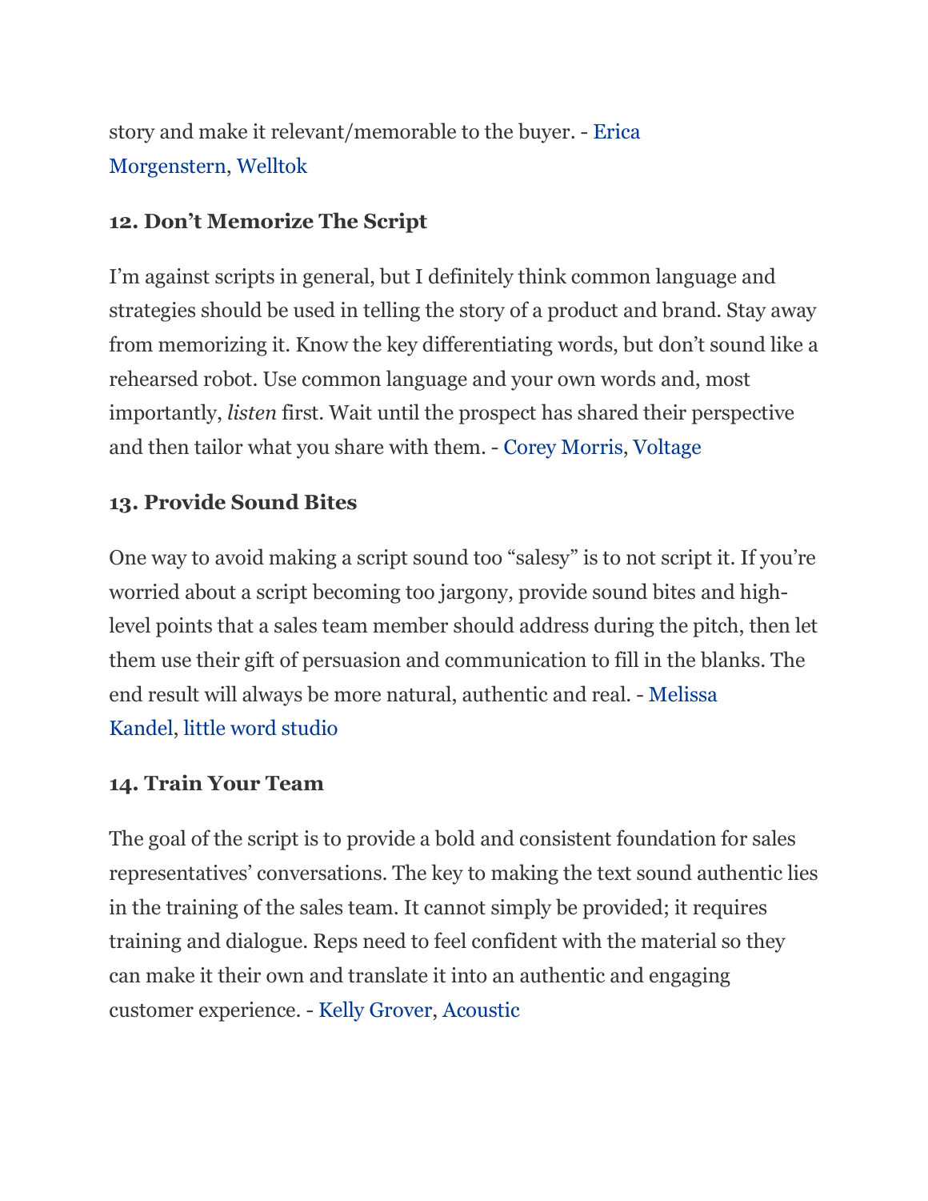story and make it relevant/memorable to the buyer. - Erica Morgenstern, Welltok

### 12. Don't Memorize The Script

I'm against scripts in general, but I definitely think common language and strategies should be used in telling the story of a product and brand. Stay away from memorizing it. Know the key differentiating words, but don't sound like a rehearsed robot. Use common language and your own words and, most importantly, *listen* first. Wait until the prospect has shared their perspective and then tailor what you share with them. - Corey Morris, Voltage

### 13. Provide Sound Bites

One way to avoid making a script sound too "salesy" is to not script it. If you're worried about a script becoming too jargony, provide sound bites and high-level points that a sales team member should address during the pitch, then let them use their gift of persuasion and communication to fill in the blanks. The end result will always be more natural, authentic and real. - Melissa Kandel, little word studio

### 14. Train Your Team

The goal of the script is to provide a bold and consistent foundation for sales representatives' conversations. The key to making the text sound authentic lies in the training of the sales team. It cannot simply be provided; it requires training and dialogue. Reps need to feel confident with the material so they can make it their own and translate it into an authentic and engaging customer experience. - Kelly Grover, Acoustic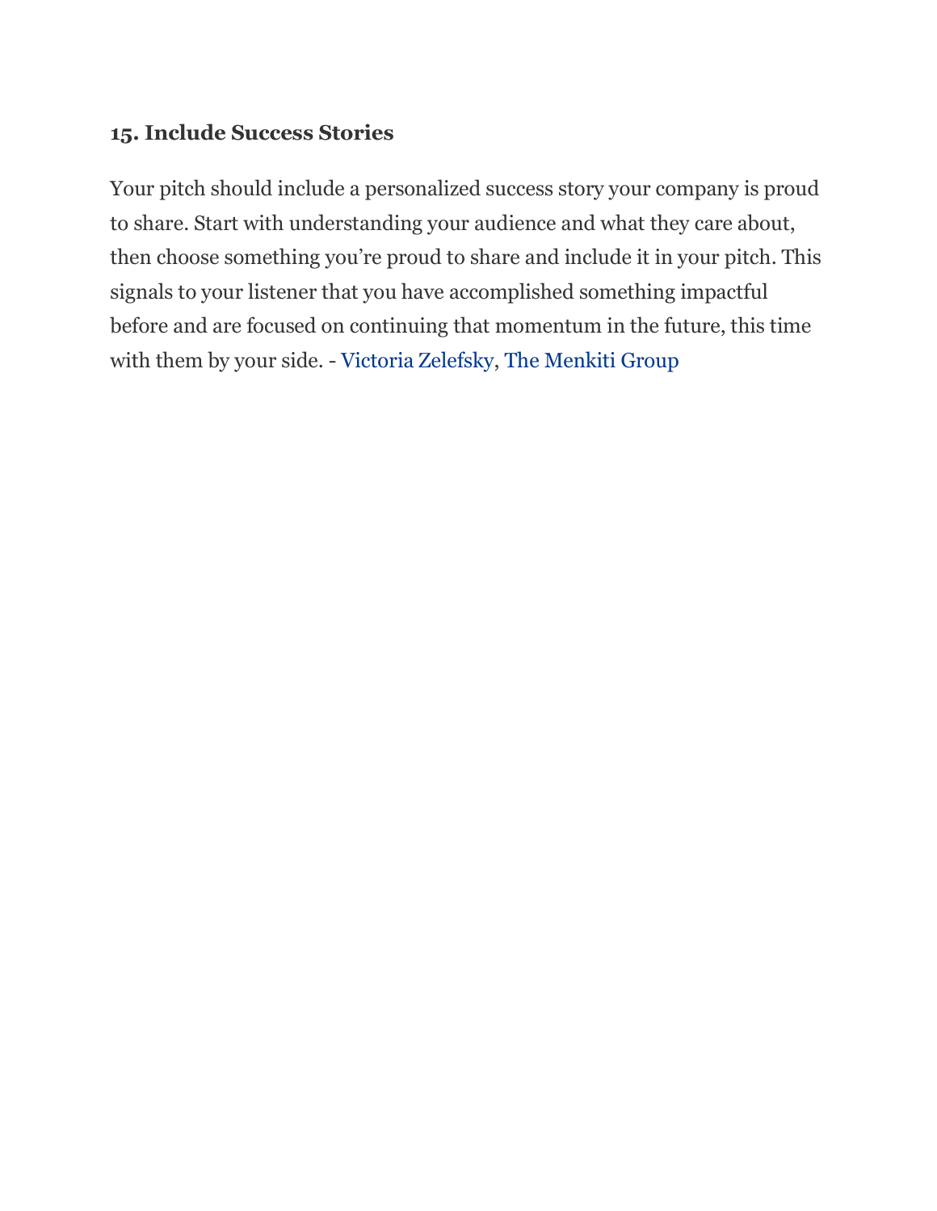### 15. Include Success Stories

Your pitch should include a personalized success story your company is proud to share. Start with understanding your audience and what they care about, then choose something you're proud to share and include it in your pitch. This signals to your listener that you have accomplished something impactful before and are focused on continuing that momentum in the future, this time with them by your side. - Victoria Zelefsky, The Menkiti Group